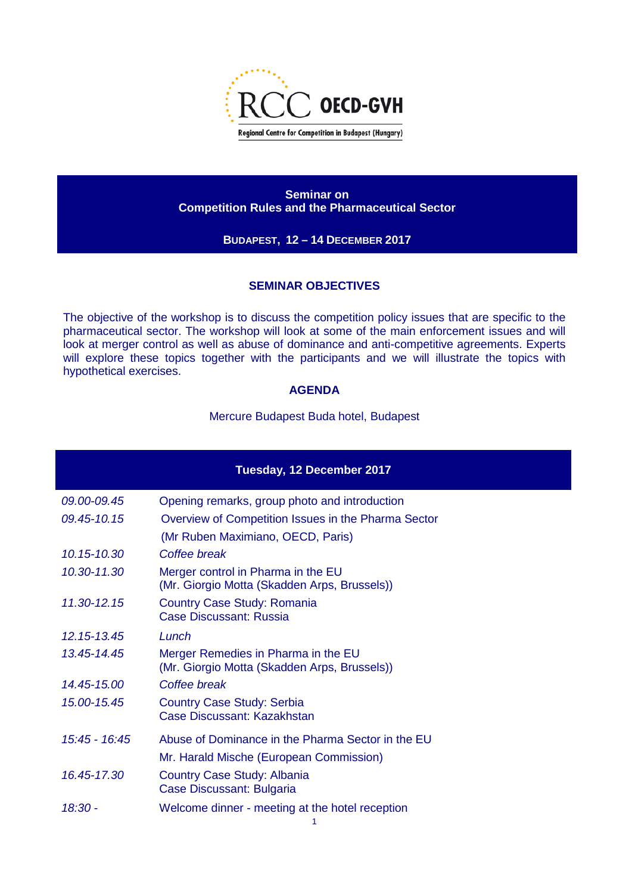RCC OECD-GVH

Regional Centre for Competition in Budapest (Hungary)

# Seminar on Competition Rules and the Pharmaceutical Sector

**BUDAPEST, 12 – 14 DECEMBER 2017**

## SEMINAR OBJECTIVES

The objective of the workshop is to discuss the competition policy issues that are specific to the pharmaceutical sector. The workshop will look at some of the main enforcement issues and will look at merger control as well as abuse of dominance and anti-competitive agreements. Experts will explore these topics together with the participants and we will illustrate the topics with hypothetical exercises.

## AGENDA

Mercure Budapest Buda hotel, Budapest

| **Tuesday, 12 December 2017** | |
|---|---|
| *09.00-09.45* | Opening remarks, group photo and introduction |
| *09.45-10.15* | Overview of Competition Issues in the Pharma Sector<br>(Mr Ruben Maximiano, OECD, Paris) |
| *10.15-10.30* | *Coffee break* |
| *10.30-11.30* | Merger control in Pharma in the EU<br>(Mr. Giorgio Motta (Skadden Arps, Brussels)) |
| *11.30-12.15* | Country Case Study: Romania<br>Case Discussant: Russia |
| *12.15-13.45* | *Lunch* |
| *13.45-14.45* | Merger Remedies in Pharma in the EU<br>(Mr. Giorgio Motta (Skadden Arps, Brussels)) |
| *14.45-15.00* | *Coffee break* |
| *15.00-15.45* | Country Case Study: Serbia<br>Case Discussant: Kazakhstan |
| *15:45 - 16:45* | Abuse of Dominance in the Pharma Sector in the EU<br>Mr. Harald Mische (European Commission) |
| *16.45-17.30* | Country Case Study: Albania<br>Case Discussant: Bulgaria |
| *18:30 -* | Welcome dinner - meeting at the hotel reception |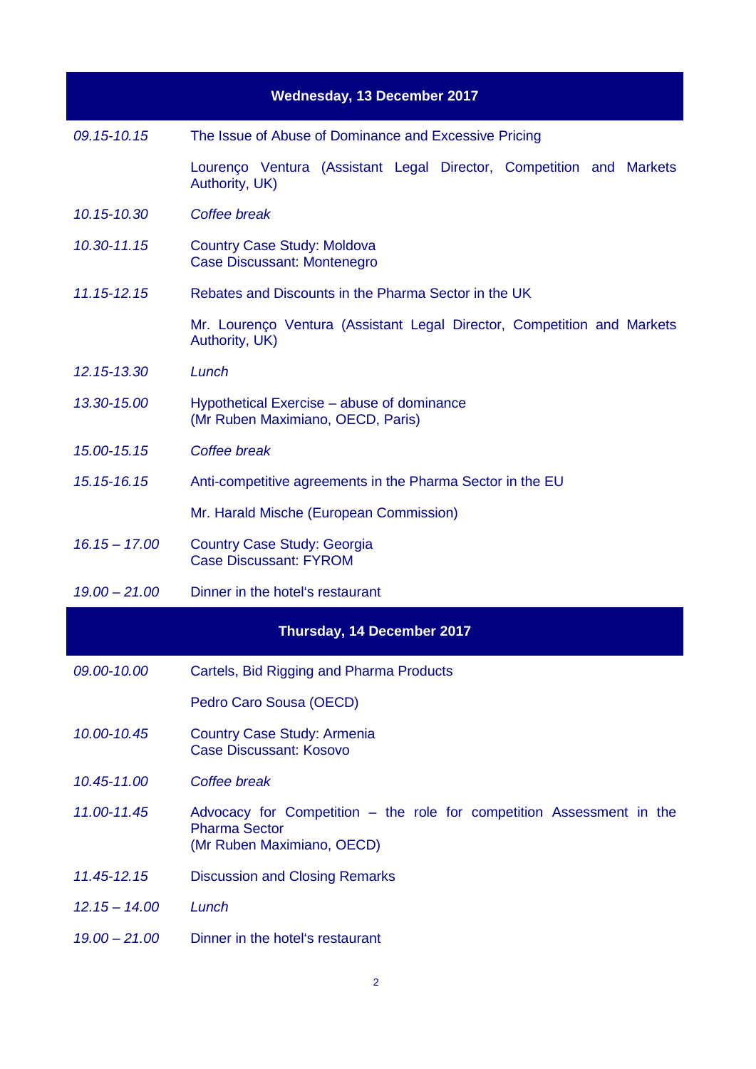| | |
|---|---|
| **Wednesday, 13 December 2017** | |
| *09.15-10.15* | The Issue of Abuse of Dominance and Excessive Pricing |
| | Lourenço Ventura (Assistant Legal Director, Competition and Markets Authority, UK) |
| *10.15-10.30* | *Coffee break* |
| *10.30-11.15* | Country Case Study: Moldova<br>Case Discussant: Montenegro |
| *11.15-12.15* | Rebates and Discounts in the Pharma Sector in the UK |
| | Mr. Lourenço Ventura (Assistant Legal Director, Competition and Markets Authority, UK) |
| *12.15-13.30* | *Lunch* |
| *13.30-15.00* | Hypothetical Exercise – abuse of dominance<br>(Mr Ruben Maximiano, OECD, Paris) |
| *15.00-15.15* | *Coffee break* |
| *15.15-16.15* | Anti-competitive agreements in the Pharma Sector in the EU |
| | Mr. Harald Mische (European Commission) |
| *16.15 – 17.00* | Country Case Study: Georgia<br>Case Discussant: FYROM |
| *19.00 – 21.00* | Dinner in the hotel's restaurant |
| **Thursday, 14 December 2017** | |
| *09.00-10.00* | Cartels, Bid Rigging and Pharma Products |
| | Pedro Caro Sousa (OECD) |
| *10.00-10.45* | Country Case Study: Armenia<br>Case Discussant: Kosovo |
| *10.45-11.00* | *Coffee break* |
| *11.00-11.45* | Advocacy for Competition – the role for competition Assessment in the Pharma Sector<br>(Mr Ruben Maximiano, OECD) |
| *11.45-12.15* | Discussion and Closing Remarks |
| *12.15 – 14.00* | *Lunch* |
| *19.00 – 21.00* | Dinner in the hotel's restaurant |